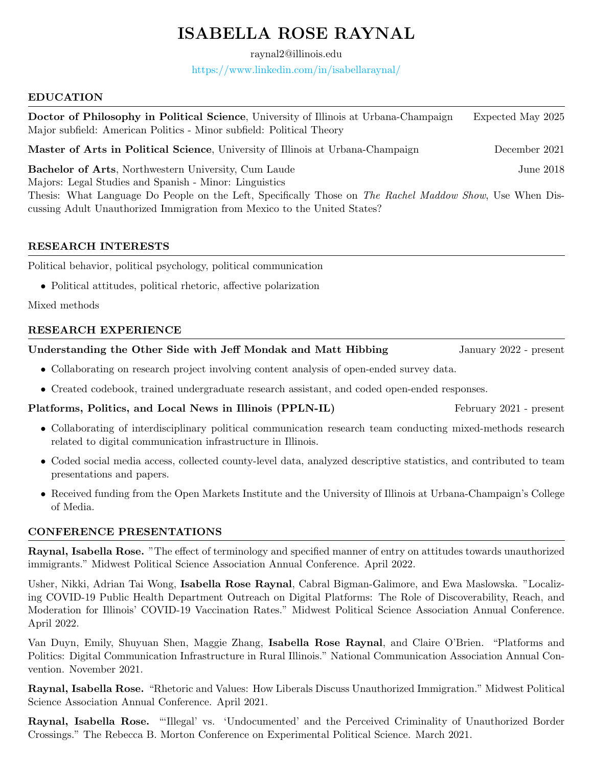# ISABELLA ROSE RAYNAL

raynal2@illinois.edu

https://www.linkedin.com/in/isabellaraynal/

## EDUCATION

**Doctor of Philosophy in Political Science**, University of Illinois at Urbana-Champaign — Expected May 2025
Major subfield: American Politics - Minor subfield: Political Theory

**Master of Arts in Political Science**, University of Illinois at Urbana-Champaign — December 2021

**Bachelor of Arts**, Northwestern University, Cum Laude — June 2018
Majors: Legal Studies and Spanish - Minor: Linguistics
Thesis: What Language Do People on the Left, Specifically Those on *The Rachel Maddow Show*, Use When Discussing Adult Unauthorized Immigration from Mexico to the United States?

## RESEARCH INTERESTS

Political behavior, political psychology, political communication

- Political attitudes, political rhetoric, affective polarization

Mixed methods

## RESEARCH EXPERIENCE

**Understanding the Other Side with Jeff Mondak and Matt Hibbing** — January 2022 - present

- Collaborating on research project involving content analysis of open-ended survey data.
- Created codebook, trained undergraduate research assistant, and coded open-ended responses.

**Platforms, Politics, and Local News in Illinois (PPLN-IL)** — February 2021 - present

- Collaborating of interdisciplinary political communication research team conducting mixed-methods research related to digital communication infrastructure in Illinois.
- Coded social media access, collected county-level data, analyzed descriptive statistics, and contributed to team presentations and papers.
- Received funding from the Open Markets Institute and the University of Illinois at Urbana-Champaign's College of Media.

## CONFERENCE PRESENTATIONS

**Raynal, Isabella Rose.** "The effect of terminology and specified manner of entry on attitudes towards unauthorized immigrants." Midwest Political Science Association Annual Conference. April 2022.

Usher, Nikki, Adrian Tai Wong, **Isabella Rose Raynal**, Cabral Bigman-Galimore, and Ewa Maslowska. "Localizing COVID-19 Public Health Department Outreach on Digital Platforms: The Role of Discoverability, Reach, and Moderation for Illinois' COVID-19 Vaccination Rates." Midwest Political Science Association Annual Conference. April 2022.

Van Duyn, Emily, Shuyuan Shen, Maggie Zhang, **Isabella Rose Raynal**, and Claire O'Brien. "Platforms and Politics: Digital Communication Infrastructure in Rural Illinois." National Communication Association Annual Convention. November 2021.

**Raynal, Isabella Rose.** "Rhetoric and Values: How Liberals Discuss Unauthorized Immigration." Midwest Political Science Association Annual Conference. April 2021.

**Raynal, Isabella Rose.** "'Illegal' vs. 'Undocumented' and the Perceived Criminality of Unauthorized Border Crossings." The Rebecca B. Morton Conference on Experimental Political Science. March 2021.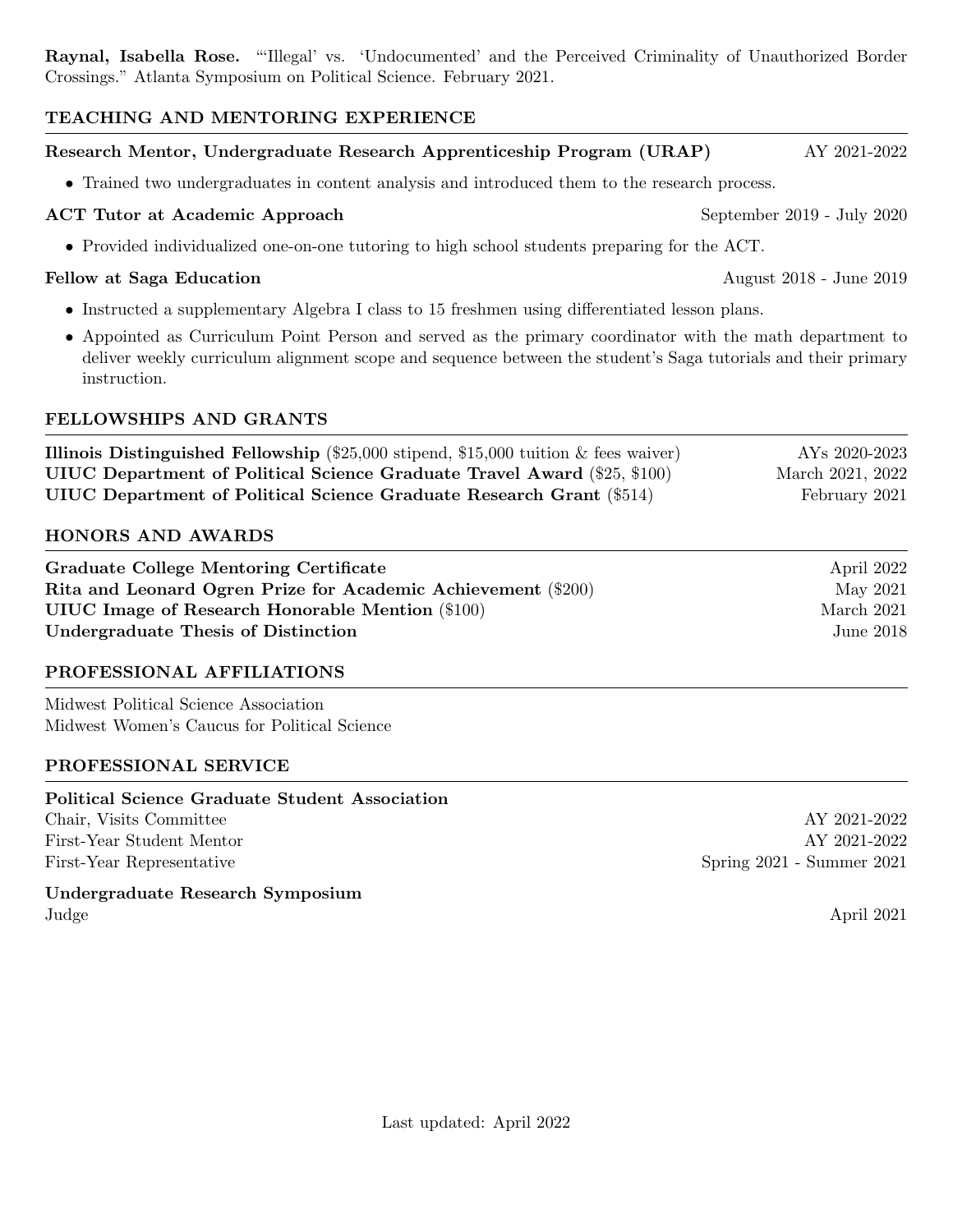**Raynal, Isabella Rose.** "'Illegal' vs. 'Undocumented' and the Perceived Criminality of Unauthorized Border Crossings." Atlanta Symposium on Political Science. February 2021.

## TEACHING AND MENTORING EXPERIENCE

**Research Mentor, Undergraduate Research Apprenticeship Program (URAP)** — AY 2021-2022

- Trained two undergraduates in content analysis and introduced them to the research process.

**ACT Tutor at Academic Approach** — September 2019 - July 2020

- Provided individualized one-on-one tutoring to high school students preparing for the ACT.

**Fellow at Saga Education** — August 2018 - June 2019

- Instructed a supplementary Algebra I class to 15 freshmen using differentiated lesson plans.
- Appointed as Curriculum Point Person and served as the primary coordinator with the math department to deliver weekly curriculum alignment scope and sequence between the student's Saga tutorials and their primary instruction.

## FELLOWSHIPS AND GRANTS

**Illinois Distinguished Fellowship** ($25,000 stipend, $15,000 tuition & fees waiver) — AYs 2020-2023
**UIUC Department of Political Science Graduate Travel Award** ($25, $100) — March 2021, 2022
**UIUC Department of Political Science Graduate Research Grant** ($514) — February 2021

## HONORS AND AWARDS

**Graduate College Mentoring Certificate** — April 2022
**Rita and Leonard Ogren Prize for Academic Achievement** ($200) — May 2021
**UIUC Image of Research Honorable Mention** ($100) — March 2021
**Undergraduate Thesis of Distinction** — June 2018

## PROFESSIONAL AFFILIATIONS

Midwest Political Science Association
Midwest Women's Caucus for Political Science

## PROFESSIONAL SERVICE

**Political Science Graduate Student Association**
Chair, Visits Committee — AY 2021-2022
First-Year Student Mentor — AY 2021-2022
First-Year Representative — Spring 2021 - Summer 2021

**Undergraduate Research Symposium**
Judge — April 2021

Last updated: April 2022